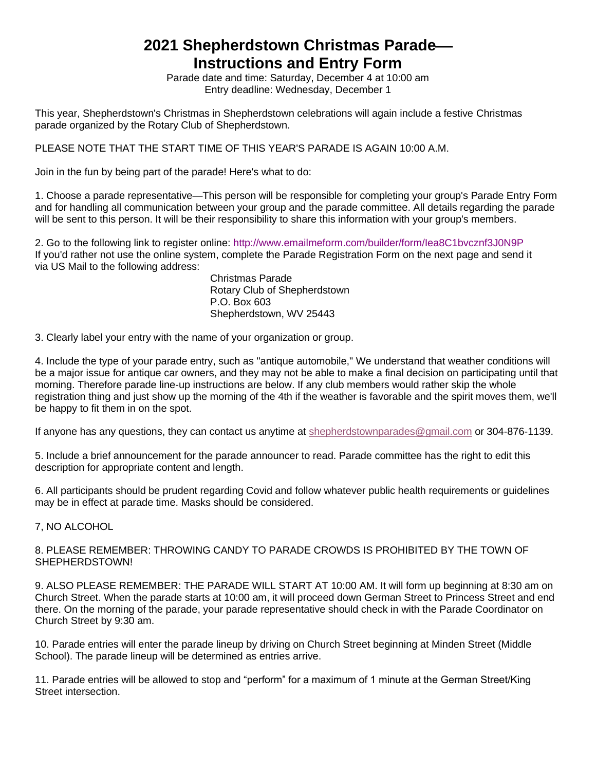# 2021 Shepherdstown Christmas Parade— Instructions and Entry Form

Parade date and time: Saturday, December 4 at 10:00 am
Entry deadline: Wednesday, December 1

This year, Shepherdstown's Christmas in Shepherdstown celebrations will again include a festive Christmas parade organized by the Rotary Club of Shepherdstown.

PLEASE NOTE THAT THE START TIME OF THIS YEAR'S PARADE IS AGAIN 10:00 A.M.

Join in the fun by being part of the parade! Here's what to do:

1. Choose a parade representative—This person will be responsible for completing your group's Parade Entry Form and for handling all communication between your group and the parade committee. All details regarding the parade will be sent to this person. It will be their responsibility to share this information with your group's members.

2. Go to the following link to register online: http://www.emailmeform.com/builder/form/Iea8C1bvcznf3J0N9P
If you'd rather not use the online system, complete the Parade Registration Form on the next page and send it via US Mail to the following address:

   Christmas Parade
   Rotary Club of Shepherdstown
   P.O. Box 603
   Shepherdstown, WV 25443

3. Clearly label your entry with the name of your organization or group.

4. Include the type of your parade entry, such as "antique automobile," We understand that weather conditions will be a major issue for antique car owners, and they may not be able to make a final decision on participating until that morning. Therefore parade line-up instructions are below. If any club members would rather skip the whole registration thing and just show up the morning of the 4th if the weather is favorable and the spirit moves them, we'll be happy to fit them in on the spot.

If anyone has any questions, they can contact us anytime at shepherdstownparades@gmail.com or 304-876-1139.

5. Include a brief announcement for the parade announcer to read. Parade committee has the right to edit this description for appropriate content and length.

6. All participants should be prudent regarding Covid and follow whatever public health requirements or guidelines may be in effect at parade time. Masks should be considered.

7, NO ALCOHOL

8. PLEASE REMEMBER: THROWING CANDY TO PARADE CROWDS IS PROHIBITED BY THE TOWN OF SHEPHERDSTOWN!

9. ALSO PLEASE REMEMBER: THE PARADE WILL START AT 10:00 AM. It will form up beginning at 8:30 am on Church Street. When the parade starts at 10:00 am, it will proceed down German Street to Princess Street and end there. On the morning of the parade, your parade representative should check in with the Parade Coordinator on Church Street by 9:30 am.

10. Parade entries will enter the parade lineup by driving on Church Street beginning at Minden Street (Middle School). The parade lineup will be determined as entries arrive.

11. Parade entries will be allowed to stop and "perform" for a maximum of 1 minute at the German Street/King Street intersection.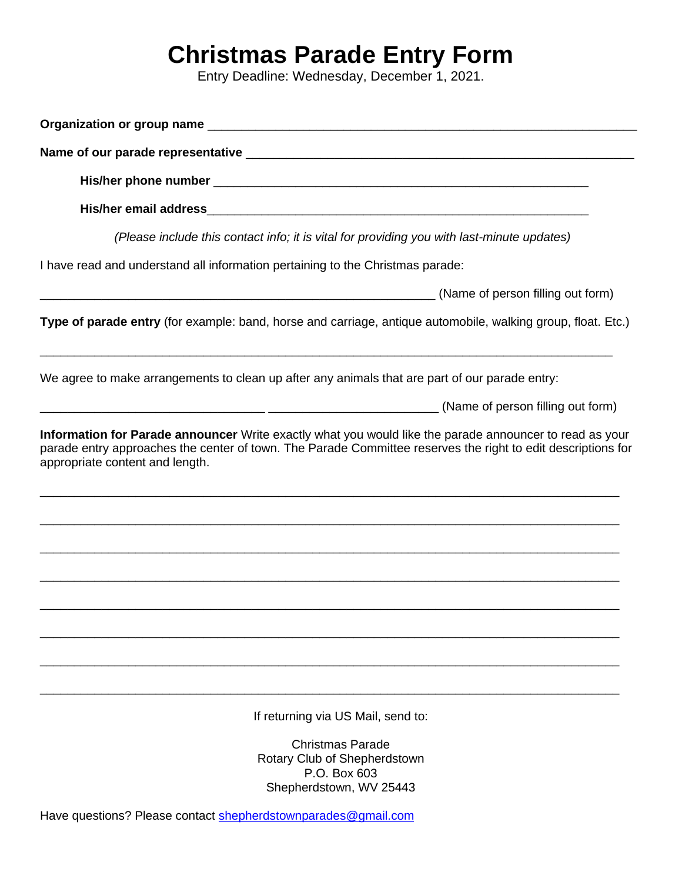# Christmas Parade Entry Form

Entry Deadline: Wednesday, December 1, 2021.

**Organization or group name** ______________________________________________________________

**Name of our parade representative** _________________________________________________________

**His/her phone number** ________________________________________________________

**His/her email address**________________________________________________________

*(Please include this contact info; it is vital for providing you with last-minute updates)*

I have read and understand all information pertaining to the Christmas parade:

_________________________________________________________ (Name of person filling out form)

**Type of parade entry** (for example: band, horse and carriage, antique automobile, walking group, float. Etc.)

___________________________________________________________________________________

We agree to make arrangements to clean up after any animals that are part of our parade entry:

_________________________________ _________________________ (Name of person filling out form)

**Information for Parade announcer** Write exactly what you would like the parade announcer to read as your parade entry approaches the center of town. The Parade Committee reserves the right to edit descriptions for appropriate content and length.

___________________________________________________________________________________

___________________________________________________________________________________

___________________________________________________________________________________

___________________________________________________________________________________

___________________________________________________________________________________

___________________________________________________________________________________

___________________________________________________________________________________

___________________________________________________________________________________

If returning via US Mail, send to:

Christmas Parade
Rotary Club of Shepherdstown
P.O. Box 603
Shepherdstown, WV 25443

Have questions? Please contact shepherdstownparades@gmail.com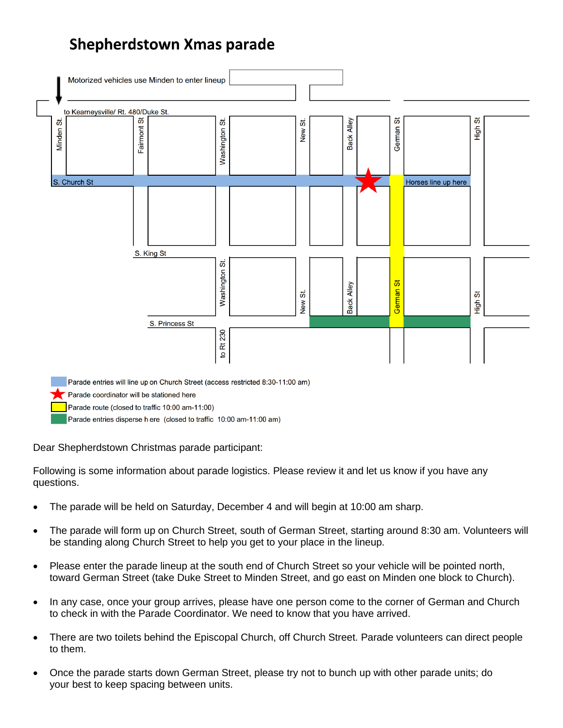# Shepherdstown Xmas parade

Motorized vehicles use Minden to enter lineup

to Kearneysville/ Rt. 480/Duke St.

Minden St.

Fairmont St

Washington St.

New St.

Back Alley

German St

High St

S. Church St

Horses line up here

S. King St

Washington St.

New St.

Back Alley

German St

High St

S. Princess St

to Rt 230

Parade entries will line up on Church Street (access restricted 8:30-11:00 am)

Parade coordinator will be stationed here

Parade route (closed to traffic 10:00 am-11:00)

Parade entries disperse h ere (closed to traffic 10:00 am-11:00 am)

Dear Shepherdstown Christmas parade participant:

Following is some information about parade logistics. Please review it and let us know if you have any questions.

- The parade will be held on Saturday, December 4 and will begin at 10:00 am sharp.
- The parade will form up on Church Street, south of German Street, starting around 8:30 am. Volunteers will be standing along Church Street to help you get to your place in the lineup.
- Please enter the parade lineup at the south end of Church Street so your vehicle will be pointed north, toward German Street (take Duke Street to Minden Street, and go east on Minden one block to Church).
- In any case, once your group arrives, please have one person come to the corner of German and Church to check in with the Parade Coordinator. We need to know that you have arrived.
- There are two toilets behind the Episcopal Church, off Church Street. Parade volunteers can direct people to them.
- Once the parade starts down German Street, please try not to bunch up with other parade units; do your best to keep spacing between units.